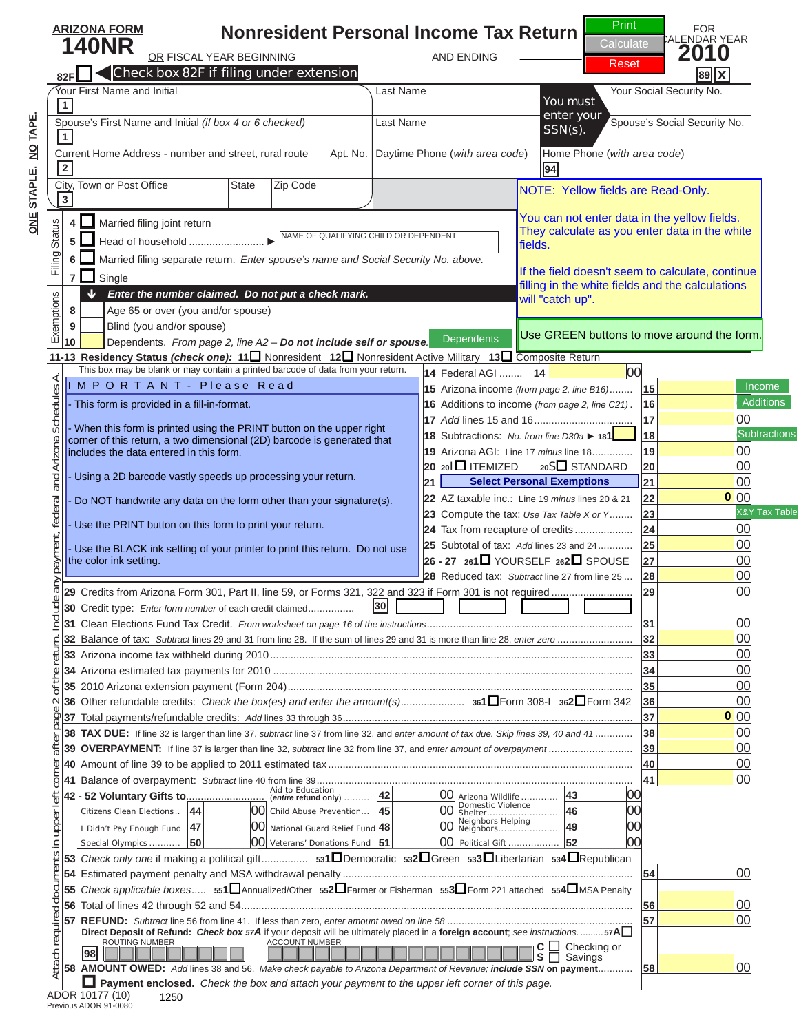# ARIZONA FORM 140NR

## Nonresident Personal Income Tax Return

Print | Calculate | Reset

FOR CALENDAR YEAR **2010**

OR FISCAL YEAR BEGINNING AND ENDING

82F ☐ Check box 82F if filing under extension

89 X

| | | |
|---|---|---|
| 1 Your First Name and Initial | Last Name | Your Social Security No. |
| 1 Spouse's First Name and Initial *(if box 4 or 6 checked)* | Last Name | Spouse's Social Security No. |
| 2 Current Home Address - number and street, rural route / Apt. No. | Daytime Phone *(with area code)* | 94 Home Phone *(with area code)* |
| 3 City, Town or Post Office / State / Zip Code | | |

You must enter your SSN(s).

ONE STAPLE. NO TAPE.

NOTE: Yellow fields are Read-Only.

You can not enter data in the yellow fields. They calculate as you enter data in the white fields.

If the field doesn't seem to calculate, continue filling in the white fields and the calculations will "catch up".

Use GREEN buttons to move around the form.

**Filing Status**

- 4 ☐ Married filing joint return
- 5 ☐ Head of household .......................... ▶ NAME OF QUALIFYING CHILD OR DEPENDENT
- 6 ☐ Married filing separate return. *Enter spouse's name and Social Security No. above.*
- 7 ☐ Single

**Exemptions**

***Enter the number claimed. Do not put a check mark.***

- 8 Age 65 or over (you and/or spouse)
- 9 Blind (you and/or spouse)
- 10 Dependents. *From page 2, line A2 –* ***Do not include self or spouse.*** [Dependents]

**11-13 Residency Status *(check one)*:** 11☐ Nonresident 12☐ Nonresident Active Military 13☐ Composite Return

This box may be blank or may contain a printed barcode of data from your return.

**I M P O R T A N T - Please Read**

- This form is provided in a fill-in-format.
- When this form is printed using the PRINT button on the upper right corner of this return, a two dimensional (2D) barcode is generated that includes the data entered in this form.
- Using a 2D barcode vastly speeds up processing your return.
- Do NOT handwrite any data on the form other than your signature(s).
- Use the PRINT button on this form to print your return.
- Use the BLACK ink setting of your printer to print this return. Do not use the color ink setting.

| Line | Description | | Amount |
|---|---|---|---|
| 14 | Federal AGI ........ | 14 | 00 |
| 15 | Arizona income *(from page 2, line B16)* ........ [Income] | 15 | |
| 16 | Additions to income *(from page 2, line C21)* . [Additions] | 16 | |
| 17 | *Add* lines 15 and 16 | 17 | 00 |
| 18 | Subtractions: *No. from line D30a* ▶ 181 [Subtractions] | 18 | |
| 19 | Arizona AGI: *Line 17 minus line 18* | 19 | 00 |
| 20 | 20I ☐ ITEMIZED 20S ☐ STANDARD | 20 | 00 |
| 21 | Select Personal Exemptions | 21 | 00 |
| 22 | AZ taxable inc.: *Line 19 minus lines 20 & 21* | 22 | 0 00 |
| 23 | Compute the tax: *Use Tax Table X or Y* ........ [X&Y Tax Table] | 23 | |
| 24 | Tax from recapture of credits | 24 | 00 |
| 25 | Subtotal of tax: *Add lines 23 and 24* | 25 | 00 |
| 26 - 27 | 261☐ YOURSELF 262☐ SPOUSE | 27 | 00 |
| 28 | Reduced tax: *Subtract line 27 from line 25* | 28 | 00 |
| 29 | Credits from Arizona Form 301, Part II, line 59, or Forms 321, 322 and 323 if Form 301 is not required | 29 | 00 |
| 30 | Credit type: *Enter form number of each credit claimed* ........ 30 | | |
| 31 | Clean Elections Fund Tax Credit. *From worksheet on page 16 of the instructions* | 31 | 00 |
| 32 | Balance of tax: *Subtract lines 29 and 31 from line 28. If the sum of lines 29 and 31 is more than line 28, enter zero* | 32 | 00 |
| 33 | Arizona income tax withheld during 2010 | 33 | 00 |
| 34 | Arizona estimated tax payments for 2010 | 34 | 00 |
| 35 | 2010 Arizona extension payment (Form 204) | 35 | 00 |
| 36 | Other refundable credits: *Check the box(es) and enter the amount(s)* ........ 361☐ Form 308-I 362☐ Form 342 | 36 | 00 |
| 37 | Total payments/refundable credits: *Add lines 33 through 36* | 37 | 0 00 |
| 38 | **TAX DUE:** *If line 32 is larger than line 37, subtract line 37 from line 32, and enter amount of tax due. Skip lines 39, 40 and 41* | 38 | 00 |
| 39 | **OVERPAYMENT:** *If line 37 is larger than line 32, subtract line 32 from line 37, and enter amount of overpayment* | 39 | 00 |
| 40 | Amount of line 39 to be applied to 2011 estimated tax | 40 | 00 |
| 41 | Balance of overpayment: *Subtract line 40 from line 39* | 41 | 00 |

**42 - 52 Voluntary Gifts to**

| Fund | Line | Amount | Fund | Line | Amount | Fund | Line | Amount |
|---|---|---|---|---|---|---|---|---|
| | | | Aid to Education *(entire refund only)* | 42 | 00 | Arizona Wildlife | 43 | 00 |
| Citizens Clean Elections | 44 | 00 | Child Abuse Prevention | 45 | 00 | Domestic Violence Shelter | 46 | 00 |
| I Didn't Pay Enough Fund | 47 | 00 | National Guard Relief Fund | 48 | 00 | Neighbors Helping Neighbors | 49 | 00 |
| Special Olympics | 50 | 00 | Veterans' Donations Fund | 51 | 00 | Political Gift | 52 | 00 |

**53** *Check only one if making a political gift* ........ 531☐ Democratic 532☐ Green 533☐ Libertarian 534☐ Republican

| Line | Description | | Amount |
|---|---|---|---|
| 54 | Estimated payment penalty and MSA withdrawal penalty | 54 | 00 |
| 55 | *Check applicable boxes* ..... 551☐ Annualized/Other 552☐ Farmer or Fisherman 553☐ Form 221 attached 554☐ MSA Penalty | | |
| 56 | Total of lines 42 through 52 and 54 | 56 | 00 |
| 57 | **REFUND:** *Subtract line 56 from line 41. If less than zero, enter amount owed on line 58* | 57 | 00 |

**Direct Deposit of Refund:** ***Check box 57A*** *if your deposit will be ultimately placed in a* **foreign account**; *see instructions* ........ 57A ☐

98 ROUTING NUMBER | ACCOUNT NUMBER | C ☐ Checking or S ☐ Savings

| 58 | **AMOUNT OWED:** *Add lines 38 and 56. Make check payable to Arizona Department of Revenue;* ***include SSN*** *on payment* | 58 | 00 |
|---|---|---|---|

☐ **Payment enclosed.** *Check the box and attach your payment to the upper left corner of this page.*

Attach required documents in upper left corner after page 2 of the return. Include any payment, federal and Arizona Schedules A.

ADOR 10177 (10) 1250
Previous ADOR 91-0080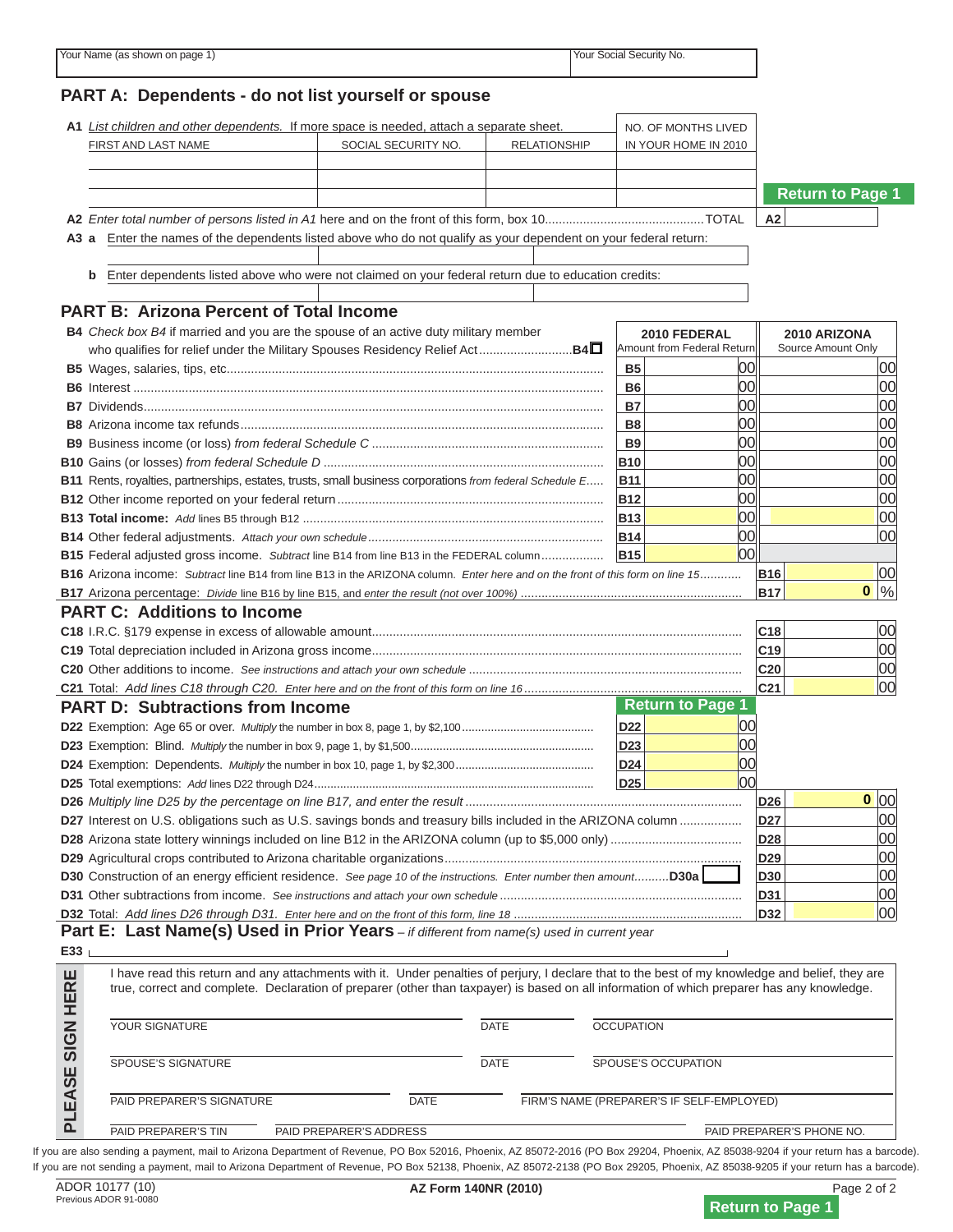| Your Name (as shown on page 1) | Your Social Security No. |
|---|---|
| | |

## PART A: Dependents - do not list yourself or spouse

**A1** *List children and other dependents.* If more space is needed, attach a separate sheet.

| FIRST AND LAST NAME | SOCIAL SECURITY NO. | RELATIONSHIP | NO. OF MONTHS LIVED IN YOUR HOME IN 2010 |
|---|---|---|---|
| | | | |
| | | | |
| | | | |

**Return to Page 1**

**A2** *Enter total number of persons listed in A1 here and on the front of this form, box 10*.............................................TOTAL **A2**

**A3 a** Enter the names of the dependents listed above who do not qualify as your dependent on your federal return:

**b** Enter dependents listed above who were not claimed on your federal return due to education credits:

## PART B: Arizona Percent of Total Income

**B4** *Check box B4* if married and you are the spouse of an active duty military member who qualifies for relief under the Military Spouses Residency Relief Act...........................**B4**☐

| | | 2010 FEDERAL Amount from Federal Return | 2010 ARIZONA Source Amount Only |
|---|---|---|---|
| **B5** Wages, salaries, tips, etc. | **B5** | 00 | 00 |
| **B6** Interest | **B6** | 00 | 00 |
| **B7** Dividends | **B7** | 00 | 00 |
| **B8** Arizona income tax refunds | **B8** | 00 | 00 |
| **B9** Business income (or loss) *from federal Schedule C* | **B9** | 00 | 00 |
| **B10** Gains (or losses) *from federal Schedule D* | **B10** | 00 | 00 |
| **B11** Rents, royalties, partnerships, estates, trusts, small business corporations *from federal Schedule E* | **B11** | 00 | 00 |
| **B12** Other income reported on your federal return | **B12** | 00 | 00 |
| **B13** **Total income:** *Add* lines B5 through B12 | **B13** | 00 | 00 |
| **B14** Other federal adjustments. *Attach your own schedule* | **B14** | 00 | 00 |
| **B15** Federal adjusted gross income. *Subtract* line B14 from line B13 in the FEDERAL column | **B15** | 00 | |

**B16** Arizona income: *Subtract line B14 from line B13 in the ARIZONA column. Enter here and on the front of this form on line 15*........... **B16** 00

**B17** Arizona percentage: *Divide line B16 by line B15, and enter the result (not over 100%)* ........... **B17** 0 %

## PART C: Additions to Income

| | | |
|---|---|---|
| **C18** I.R.C. §179 expense in excess of allowable amount | **C18** | 00 |
| **C19** Total depreciation included in Arizona gross income | **C19** | 00 |
| **C20** Other additions to income. *See instructions and attach your own schedule* | **C20** | 00 |
| **C21** Total: *Add lines C18 through C20. Enter here and on the front of this form on line 16* | **C21** | 00 |

## PART D: Subtractions from Income

**Return to Page 1**

| | | |
|---|---|---|
| **D22** Exemption: Age 65 or over. *Multiply* the number in box 8, page 1, by $2,100 | **D22** | 00 |
| **D23** Exemption: Blind. *Multiply* the number in box 9, page 1, by $1,500 | **D23** | 00 |
| **D24** Exemption: Dependents. *Multiply* the number in box 10, page 1, by $2,300 | **D24** | 00 |
| **D25** Total exemptions: *Add* lines D22 through D24 | **D25** | 00 |

| | | |
|---|---|---|
| **D26** *Multiply line D25 by the percentage on line B17, and enter the result* | **D26** | 0 00 |
| **D27** Interest on U.S. obligations such as U.S. savings bonds and treasury bills included in the ARIZONA column | **D27** | 00 |
| **D28** Arizona state lottery winnings included on line B12 in the ARIZONA column (up to $5,000 only) | **D28** | 00 |
| **D29** Agricultural crops contributed to Arizona charitable organizations | **D29** | 00 |
| **D30** Construction of an energy efficient residence. *See page 10 of the instructions. Enter number then amount*..........**D30a** ☐ | **D30** | 00 |
| **D31** Other subtractions from income. *See instructions and attach your own schedule* | **D31** | 00 |
| **D32** Total: *Add lines D26 through D31. Enter here and on the front of this form, line 18* | **D32** | 00 |

## Part E: Last Name(s) Used in Prior Years – *if different from name(s) used in current year*

**E33**

**PLEASE SIGN HERE**

I have read this return and any attachments with it. Under penalties of perjury, I declare that to the best of my knowledge and belief, they are true, correct and complete. Declaration of preparer (other than taxpayer) is based on all information of which preparer has any knowledge.

| YOUR SIGNATURE | DATE | OCCUPATION |
|---|---|---|
| SPOUSE'S SIGNATURE | DATE | SPOUSE'S OCCUPATION |
| PAID PREPARER'S SIGNATURE | DATE | FIRM'S NAME (PREPARER'S IF SELF-EMPLOYED) |
| PAID PREPARER'S TIN | PAID PREPARER'S ADDRESS | PAID PREPARER'S PHONE NO. |

If you are also sending a payment, mail to Arizona Department of Revenue, PO Box 52016, Phoenix, AZ 85072-2016 (PO Box 29204, Phoenix, AZ 85038-9204 if your return has a barcode).
If you are not sending a payment, mail to Arizona Department of Revenue, PO Box 52138, Phoenix, AZ 85072-2138 (PO Box 29205, Phoenix, AZ 85038-9205 if your return has a barcode).

ADOR 10177 (10)
Previous ADOR 91-0080

AZ Form 140NR (2010)

**Return to Page 1**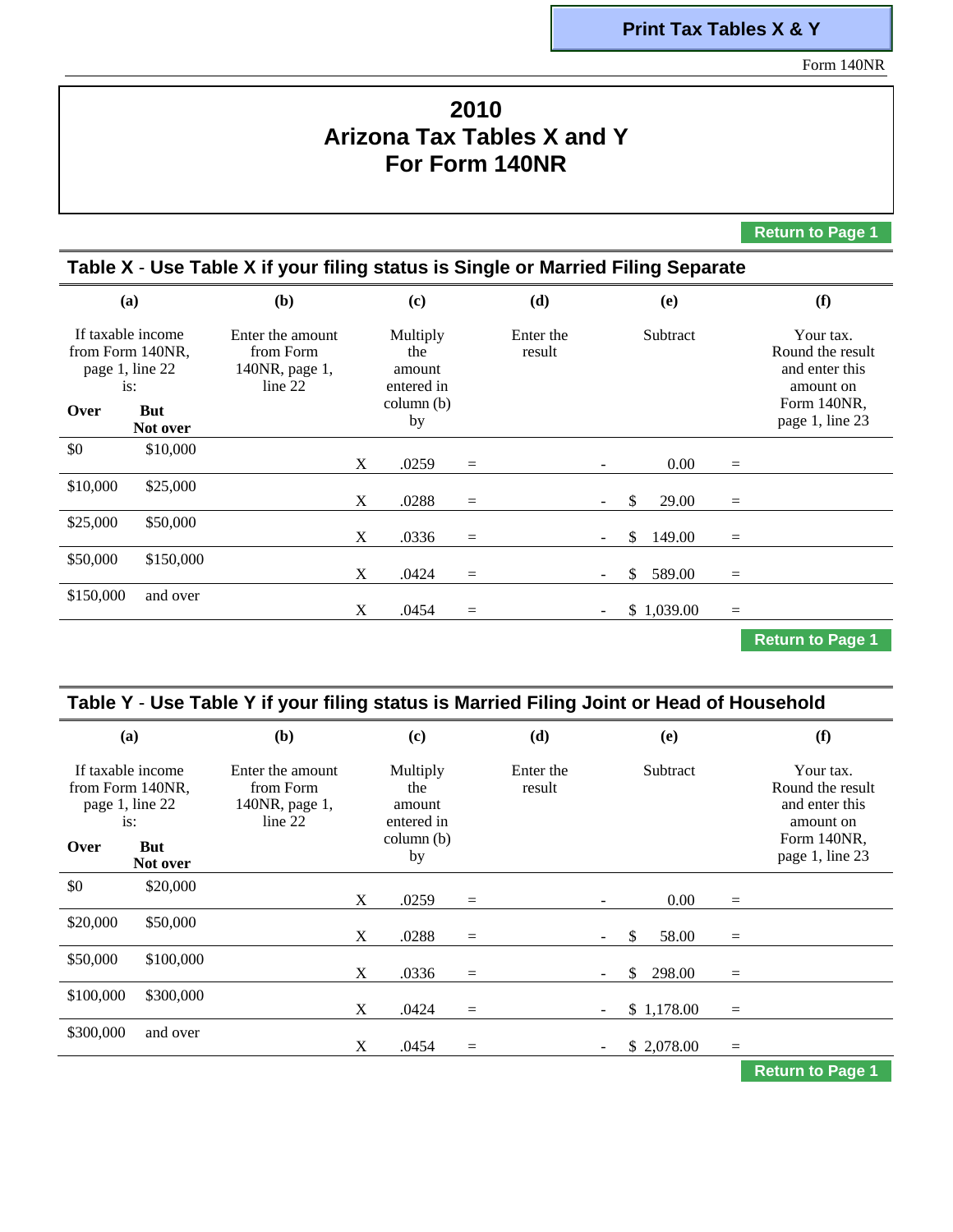Print Tax Tables X & Y

Form 140NR

# 2010
# Arizona Tax Tables X and Y
# For Form 140NR

Return to Page 1

## Table X - Use Table X if your filing status is Single or Married Filing Separate

| (a) | | (b) | (c) | (d) | (e) | (f) |
|---|---|---|---|---|---|---|
| If taxable income from Form 140NR, page 1, line 22 is: | | Enter the amount from Form 140NR, page 1, line 22 | Multiply the amount entered in column (b) by | Enter the result | Subtract | Your tax. Round the result and enter this amount on Form 140NR, page 1, line 23 |
| **Over** | **But Not over** | | | | | |
| $0 | $10,000 | | X .0259 = | | - 0.00 = | |
| $10,000 | $25,000 | | X .0288 = | | - $ 29.00 = | |
| $25,000 | $50,000 | | X .0336 = | | - $ 149.00 = | |
| $50,000 | $150,000 | | X .0424 = | | - $ 589.00 = | |
| $150,000 | and over | | X .0454 = | | - $ 1,039.00 = | |

Return to Page 1

## Table Y - Use Table Y if your filing status is Married Filing Joint or Head of Household

| (a) | | (b) | (c) | (d) | (e) | (f) |
|---|---|---|---|---|---|---|
| If taxable income from Form 140NR, page 1, line 22 is: | | Enter the amount from Form 140NR, page 1, line 22 | Multiply the amount entered in column (b) by | Enter the result | Subtract | Your tax. Round the result and enter this amount on Form 140NR, page 1, line 23 |
| **Over** | **But Not over** | | | | | |
| $0 | $20,000 | | X .0259 = | | - 0.00 = | |
| $20,000 | $50,000 | | X .0288 = | | - $ 58.00 = | |
| $50,000 | $100,000 | | X .0336 = | | - $ 298.00 = | |
| $100,000 | $300,000 | | X .0424 = | | - $ 1,178.00 = | |
| $300,000 | and over | | X .0454 = | | - $ 2,078.00 = | |

Return to Page 1